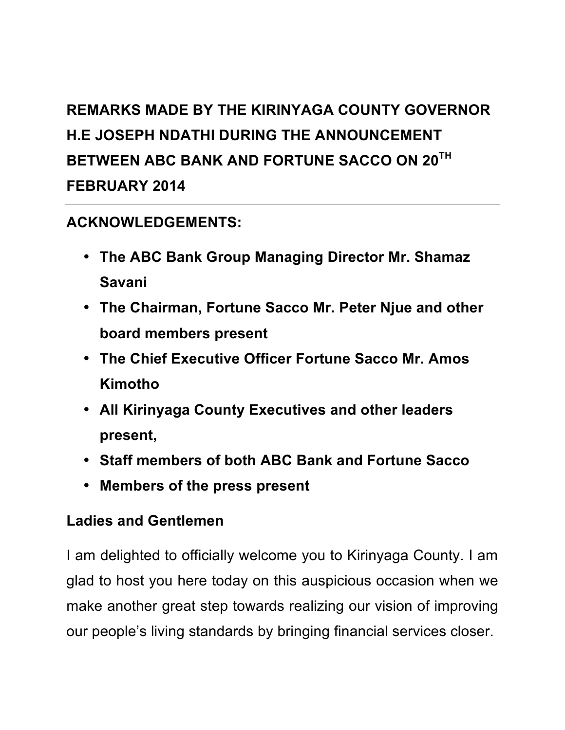# REMARKS MADE BY THE KIRINYAGA COUNTY GOVERNOR H.E JOSEPH NDATHI DURING THE ANNOUNCEMENT BETWEEN ABC BANK AND FORTUNE SACCO ON 20TH FEBRUARY 2014

---

## ACKNOWLEDGEMENTS:

- **The ABC Bank Group Managing Director Mr. Shamaz Savani**
- **The Chairman, Fortune Sacco Mr. Peter Njue and other board members present**
- **The Chief Executive Officer Fortune Sacco Mr. Amos Kimotho**
- **All Kirinyaga County Executives and other leaders present,**
- **Staff members of both ABC Bank and Fortune Sacco**
- **Members of the press present**

**Ladies and Gentlemen**

I am delighted to officially welcome you to Kirinyaga County. I am glad to host you here today on this auspicious occasion when we make another great step towards realizing our vision of improving our people's living standards by bringing financial services closer.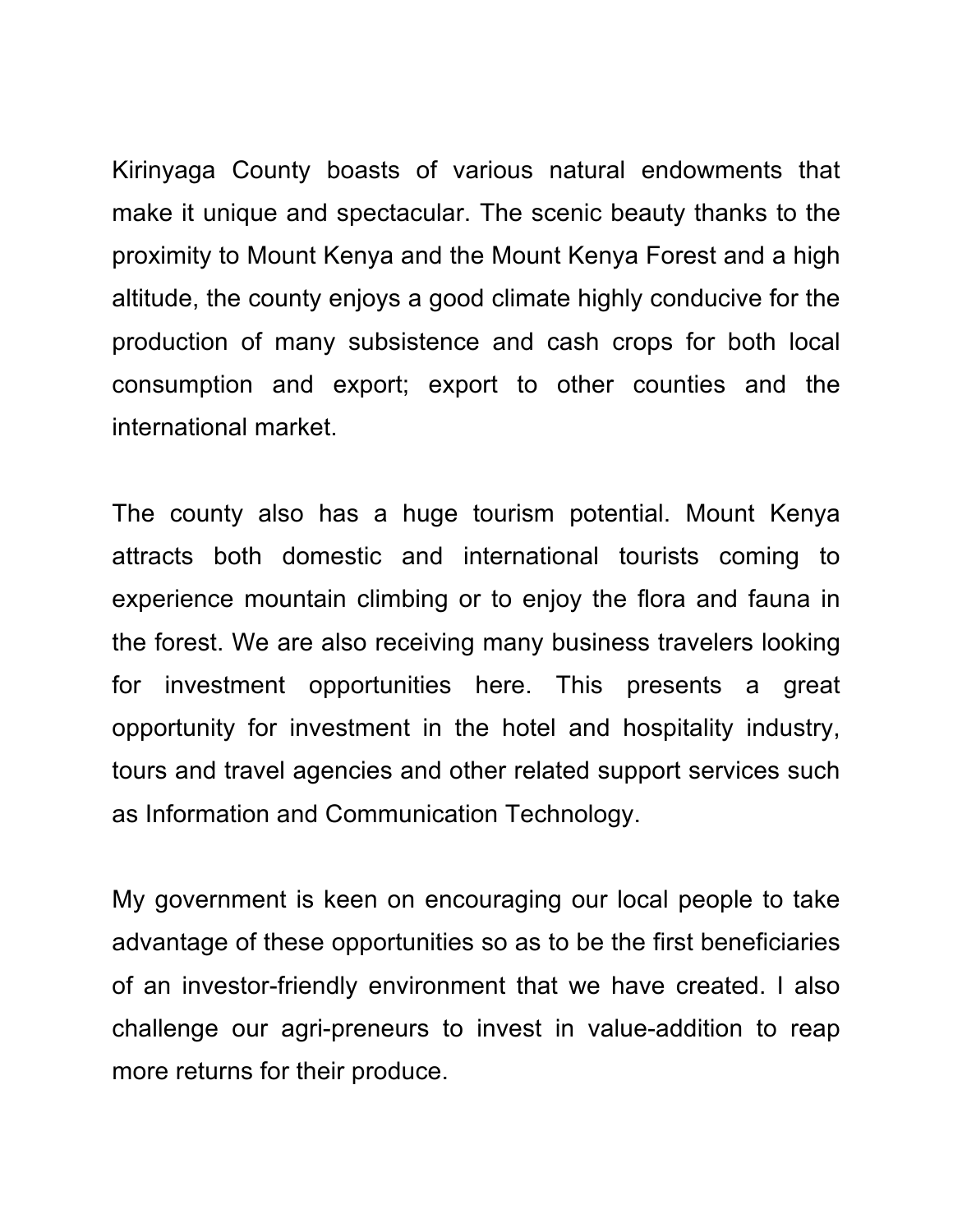Kirinyaga County boasts of various natural endowments that make it unique and spectacular. The scenic beauty thanks to the proximity to Mount Kenya and the Mount Kenya Forest and a high altitude, the county enjoys a good climate highly conducive for the production of many subsistence and cash crops for both local consumption and export; export to other counties and the international market.

The county also has a huge tourism potential. Mount Kenya attracts both domestic and international tourists coming to experience mountain climbing or to enjoy the flora and fauna in the forest. We are also receiving many business travelers looking for investment opportunities here. This presents a great opportunity for investment in the hotel and hospitality industry, tours and travel agencies and other related support services such as Information and Communication Technology.

My government is keen on encouraging our local people to take advantage of these opportunities so as to be the first beneficiaries of an investor-friendly environment that we have created. I also challenge our agri-preneurs to invest in value-addition to reap more returns for their produce.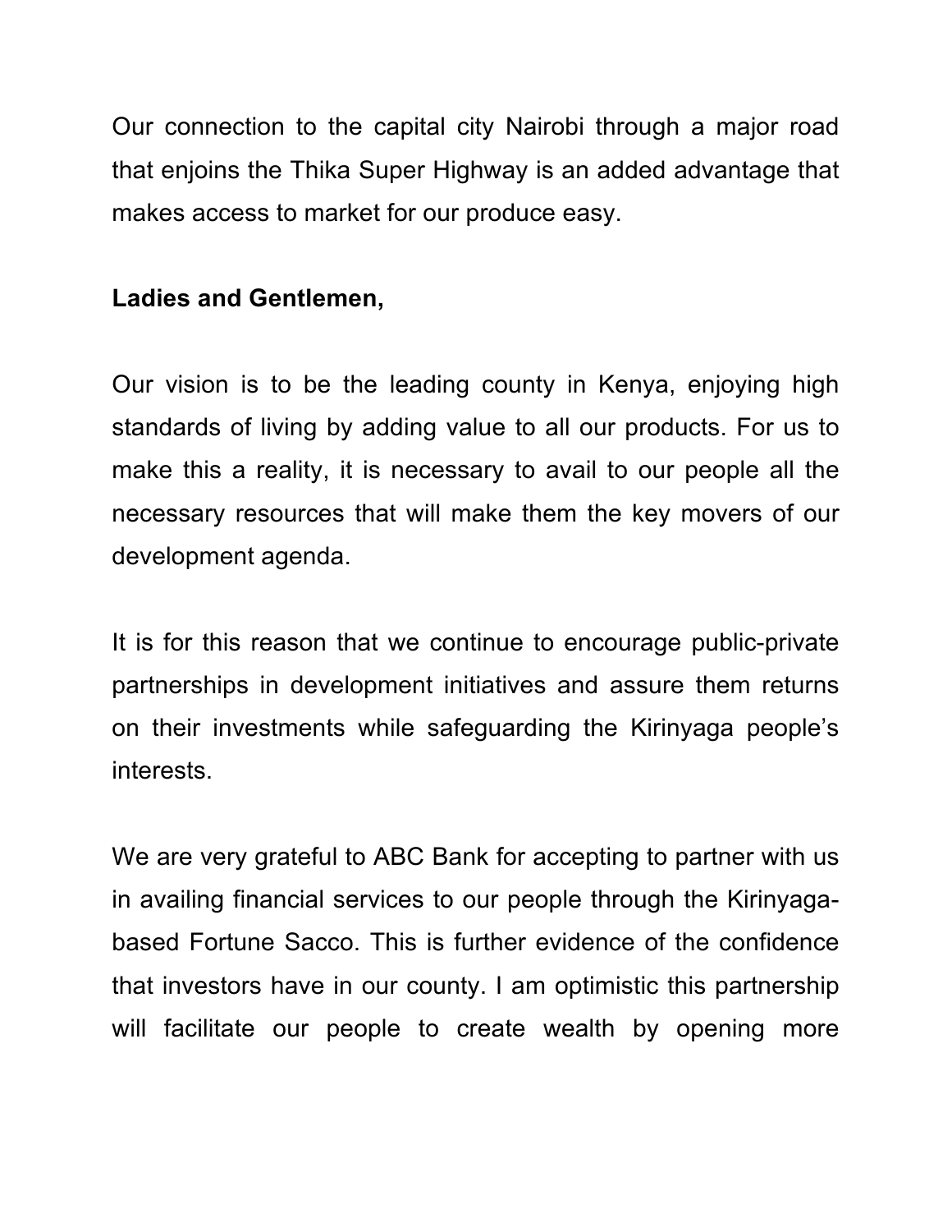Our connection to the capital city Nairobi through a major road that enjoins the Thika Super Highway is an added advantage that makes access to market for our produce easy.

**Ladies and Gentlemen,**

Our vision is to be the leading county in Kenya, enjoying high standards of living by adding value to all our products. For us to make this a reality, it is necessary to avail to our people all the necessary resources that will make them the key movers of our development agenda.

It is for this reason that we continue to encourage public-private partnerships in development initiatives and assure them returns on their investments while safeguarding the Kirinyaga people's interests.

We are very grateful to ABC Bank for accepting to partner with us in availing financial services to our people through the Kirinyaga-based Fortune Sacco. This is further evidence of the confidence that investors have in our county. I am optimistic this partnership will facilitate our people to create wealth by opening more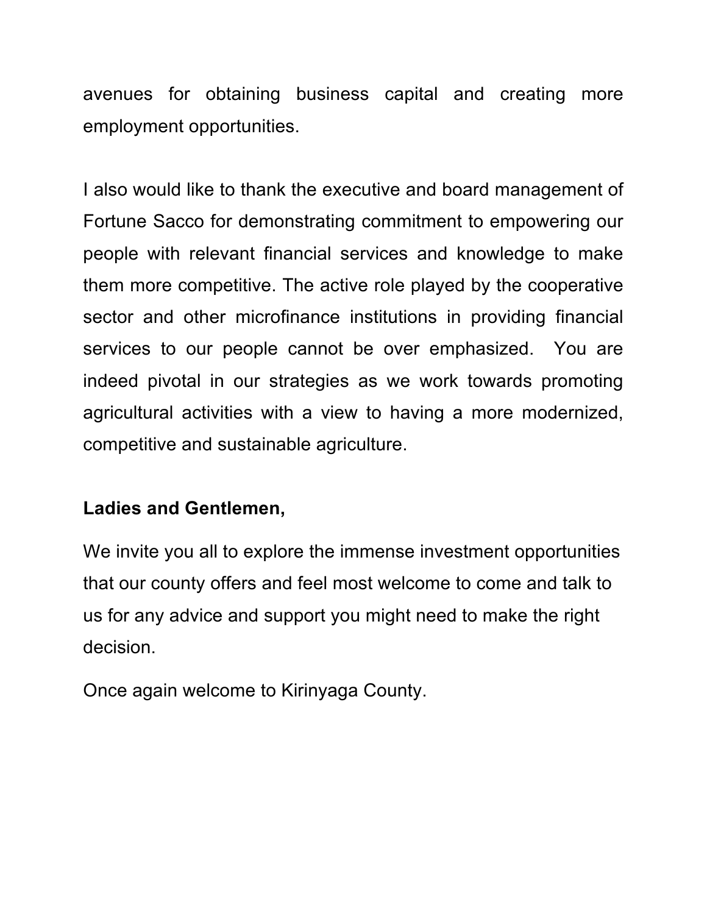avenues for obtaining business capital and creating more employment opportunities.

I also would like to thank the executive and board management of Fortune Sacco for demonstrating commitment to empowering our people with relevant financial services and knowledge to make them more competitive. The active role played by the cooperative sector and other microfinance institutions in providing financial services to our people cannot be over emphasized. You are indeed pivotal in our strategies as we work towards promoting agricultural activities with a view to having a more modernized, competitive and sustainable agriculture.

**Ladies and Gentlemen,**

We invite you all to explore the immense investment opportunities that our county offers and feel most welcome to come and talk to us for any advice and support you might need to make the right decision.

Once again welcome to Kirinyaga County.